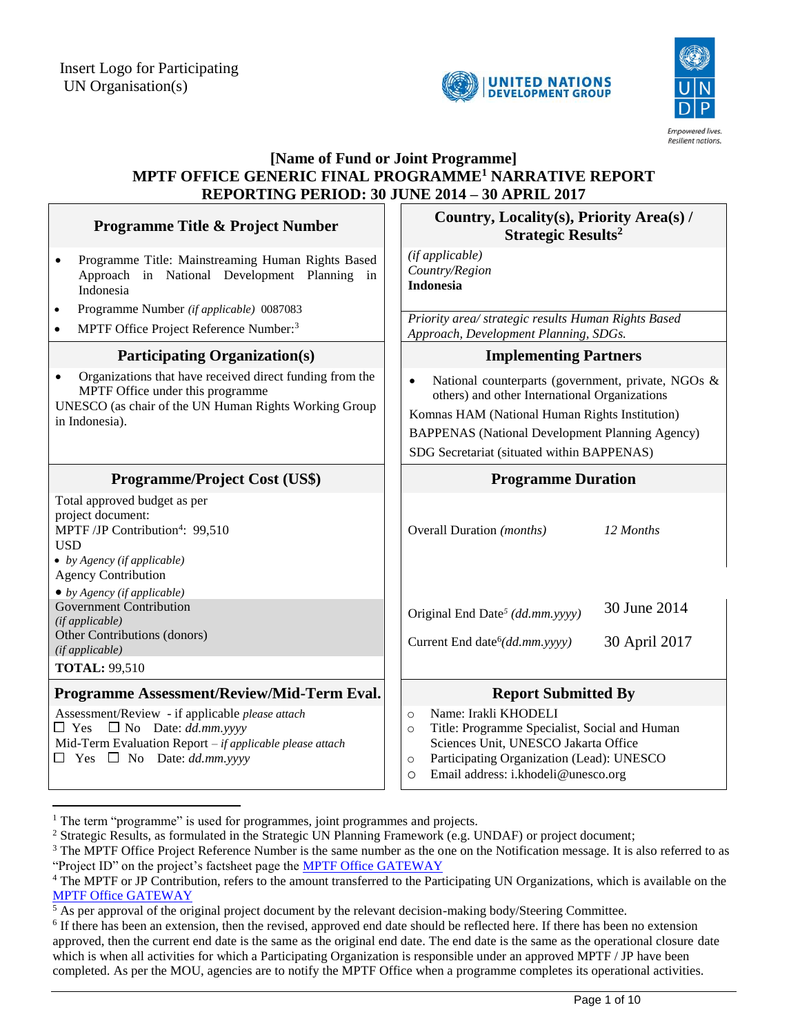Insert Logo for Participating UN Organisation(s)

UNITED NATIONS DEVELOPMENT GROUP

UNDP — Empowered lives. Resilient nations.

# [Name of Fund or Joint Programme]
# MPTF OFFICE GENERIC FINAL PROGRAMME[1] NARRATIVE REPORT
# REPORTING PERIOD: 30 JUNE 2014 – 30 APRIL 2017

| Programme Title & Project Number | Country, Locality(s), Priority Area(s) / Strategic Results[2] |
|---|---|
| • Programme Title: Mainstreaming Human Rights Based Approach in National Development Planning in Indonesia<br>• Programme Number *(if applicable)* 0087083<br>• MPTF Office Project Reference Number:[3] | *(if applicable)*<br>*Country/Region*<br>**Indonesia**<br><br>*Priority area/ strategic results Human Rights Based Approach, Development Planning, SDGs.* |
| **Participating Organization(s)** | **Implementing Partners** |
| • Organizations that have received direct funding from the MPTF Office under this programme<br>UNESCO (as chair of the UN Human Rights Working Group in Indonesia). | • National counterparts (government, private, NGOs & others) and other International Organizations<br>Komnas HAM (National Human Rights Institution)<br>BAPPENAS (National Development Planning Agency)<br>SDG Secretariat (situated within BAPPENAS) |
| **Programme/Project Cost (US$)** | **Programme Duration** |
| Total approved budget as per project document:<br>MPTF /JP Contribution[4]: 99,510 USD<br>• *by Agency (if applicable)*<br>Agency Contribution<br>• *by Agency (if applicable)*<br>Government Contribution *(if applicable)*<br>Other Contributions (donors) *(if applicable)*<br>**TOTAL:** 99,510 | Overall Duration *(months)* — *12 Months*<br><br>Original End Date[5] *(dd.mm.yyyy)* — 30 June 2014<br><br>Current End date[6] *(dd.mm.yyyy)* — 30 April 2017 |
| **Programme Assessment/Review/Mid-Term Eval.** | **Report Submitted By** |
| Assessment/Review - if applicable *please attach*<br>☐ Yes ☐ No Date: *dd.mm.yyyy*<br>Mid-Term Evaluation Report – *if applicable please attach*<br>☐ Yes ☐ No Date: *dd.mm.yyyy* | ○ Name: Irakli KHODELI<br>○ Title: Programme Specialist, Social and Human Sciences Unit, UNESCO Jakarta Office<br>○ Participating Organization (Lead): UNESCO<br>○ Email address: i.khodeli@unesco.org |

---

[1] The term "programme" is used for programmes, joint programmes and projects.

[2] Strategic Results, as formulated in the Strategic UN Planning Framework (e.g. UNDAF) or project document;

[3] The MPTF Office Project Reference Number is the same number as the one on the Notification message. It is also referred to as "Project ID" on the project's factsheet page the MPTF Office GATEWAY

[4] The MPTF or JP Contribution, refers to the amount transferred to the Participating UN Organizations, which is available on the MPTF Office GATEWAY

[5] As per approval of the original project document by the relevant decision-making body/Steering Committee.

[6] If there has been an extension, then the revised, approved end date should be reflected here. If there has been no extension approved, then the current end date is the same as the original end date. The end date is the same as the operational closure date which is when all activities for which a Participating Organization is responsible under an approved MPTF / JP have been completed. As per the MOU, agencies are to notify the MPTF Office when a programme completes its operational activities.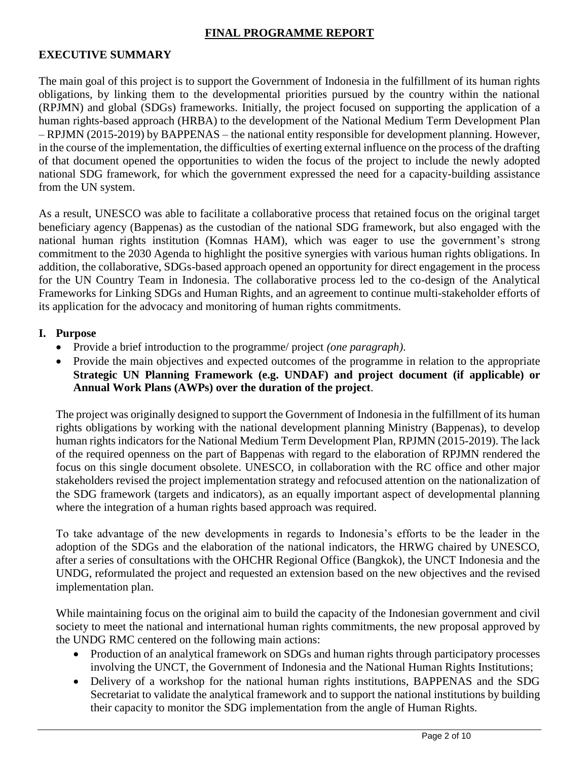## FINAL PROGRAMME REPORT

### EXECUTIVE SUMMARY

The main goal of this project is to support the Government of Indonesia in the fulfillment of its human rights obligations, by linking them to the developmental priorities pursued by the country within the national (RPJMN) and global (SDGs) frameworks. Initially, the project focused on supporting the application of a human rights-based approach (HRBA) to the development of the National Medium Term Development Plan – RPJMN (2015-2019) by BAPPENAS – the national entity responsible for development planning. However, in the course of the implementation, the difficulties of exerting external influence on the process of the drafting of that document opened the opportunities to widen the focus of the project to include the newly adopted national SDG framework, for which the government expressed the need for a capacity-building assistance from the UN system.

As a result, UNESCO was able to facilitate a collaborative process that retained focus on the original target beneficiary agency (Bappenas) as the custodian of the national SDG framework, but also engaged with the national human rights institution (Komnas HAM), which was eager to use the government's strong commitment to the 2030 Agenda to highlight the positive synergies with various human rights obligations. In addition, the collaborative, SDGs-based approach opened an opportunity for direct engagement in the process for the UN Country Team in Indonesia. The collaborative process led to the co-design of the Analytical Frameworks for Linking SDGs and Human Rights, and an agreement to continue multi-stakeholder efforts of its application for the advocacy and monitoring of human rights commitments.

### I. Purpose

- Provide a brief introduction to the programme/ project *(one paragraph).*
- Provide the main objectives and expected outcomes of the programme in relation to the appropriate **Strategic UN Planning Framework (e.g. UNDAF) and project document (if applicable) or Annual Work Plans (AWPs) over the duration of the project**.

The project was originally designed to support the Government of Indonesia in the fulfillment of its human rights obligations by working with the national development planning Ministry (Bappenas), to develop human rights indicators for the National Medium Term Development Plan, RPJMN (2015-2019). The lack of the required openness on the part of Bappenas with regard to the elaboration of RPJMN rendered the focus on this single document obsolete. UNESCO, in collaboration with the RC office and other major stakeholders revised the project implementation strategy and refocused attention on the nationalization of the SDG framework (targets and indicators), as an equally important aspect of developmental planning where the integration of a human rights based approach was required.

To take advantage of the new developments in regards to Indonesia's efforts to be the leader in the adoption of the SDGs and the elaboration of the national indicators, the HRWG chaired by UNESCO, after a series of consultations with the OHCHR Regional Office (Bangkok), the UNCT Indonesia and the UNDG, reformulated the project and requested an extension based on the new objectives and the revised implementation plan.

While maintaining focus on the original aim to build the capacity of the Indonesian government and civil society to meet the national and international human rights commitments, the new proposal approved by the UNDG RMC centered on the following main actions:

- Production of an analytical framework on SDGs and human rights through participatory processes involving the UNCT, the Government of Indonesia and the National Human Rights Institutions;
- Delivery of a workshop for the national human rights institutions, BAPPENAS and the SDG Secretariat to validate the analytical framework and to support the national institutions by building their capacity to monitor the SDG implementation from the angle of Human Rights.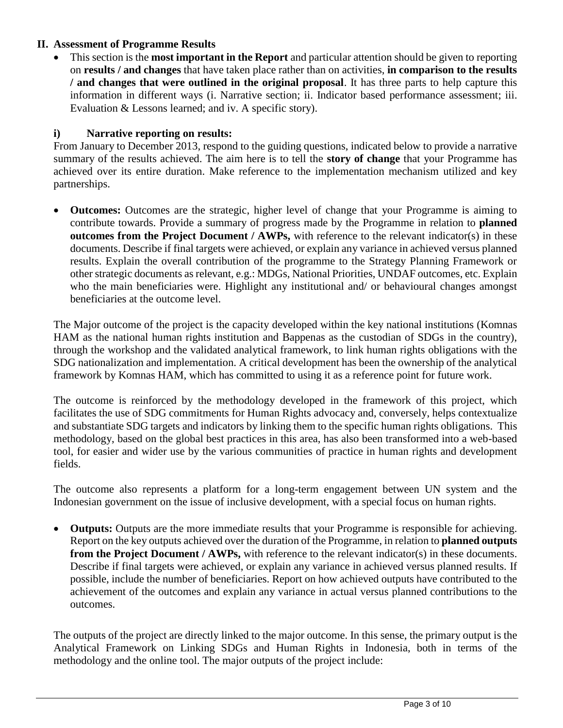## II. Assessment of Programme Results

- This section is the **most important in the Report** and particular attention should be given to reporting on **results / and changes** that have taken place rather than on activities, **in comparison to the results / and changes that were outlined in the original proposal**. It has three parts to help capture this information in different ways (i. Narrative section; ii. Indicator based performance assessment; iii. Evaluation & Lessons learned; and iv. A specific story).

### i) Narrative reporting on results:

From January to December 2013, respond to the guiding questions, indicated below to provide a narrative summary of the results achieved. The aim here is to tell the **story of change** that your Programme has achieved over its entire duration. Make reference to the implementation mechanism utilized and key partnerships.

- **Outcomes:** Outcomes are the strategic, higher level of change that your Programme is aiming to contribute towards. Provide a summary of progress made by the Programme in relation to **planned outcomes from the Project Document / AWPs,** with reference to the relevant indicator(s) in these documents. Describe if final targets were achieved, or explain any variance in achieved versus planned results. Explain the overall contribution of the programme to the Strategy Planning Framework or other strategic documents as relevant, e.g.: MDGs, National Priorities, UNDAF outcomes, etc. Explain who the main beneficiaries were. Highlight any institutional and/ or behavioural changes amongst beneficiaries at the outcome level.

The Major outcome of the project is the capacity developed within the key national institutions (Komnas HAM as the national human rights institution and Bappenas as the custodian of SDGs in the country), through the workshop and the validated analytical framework, to link human rights obligations with the SDG nationalization and implementation. A critical development has been the ownership of the analytical framework by Komnas HAM, which has committed to using it as a reference point for future work.

The outcome is reinforced by the methodology developed in the framework of this project, which facilitates the use of SDG commitments for Human Rights advocacy and, conversely, helps contextualize and substantiate SDG targets and indicators by linking them to the specific human rights obligations. This methodology, based on the global best practices in this area, has also been transformed into a web-based tool, for easier and wider use by the various communities of practice in human rights and development fields.

The outcome also represents a platform for a long-term engagement between UN system and the Indonesian government on the issue of inclusive development, with a special focus on human rights.

- **Outputs:** Outputs are the more immediate results that your Programme is responsible for achieving. Report on the key outputs achieved over the duration of the Programme, in relation to **planned outputs from the Project Document / AWPs,** with reference to the relevant indicator(s) in these documents. Describe if final targets were achieved, or explain any variance in achieved versus planned results. If possible, include the number of beneficiaries. Report on how achieved outputs have contributed to the achievement of the outcomes and explain any variance in actual versus planned contributions to the outcomes.

The outputs of the project are directly linked to the major outcome. In this sense, the primary output is the Analytical Framework on Linking SDGs and Human Rights in Indonesia, both in terms of the methodology and the online tool. The major outputs of the project include: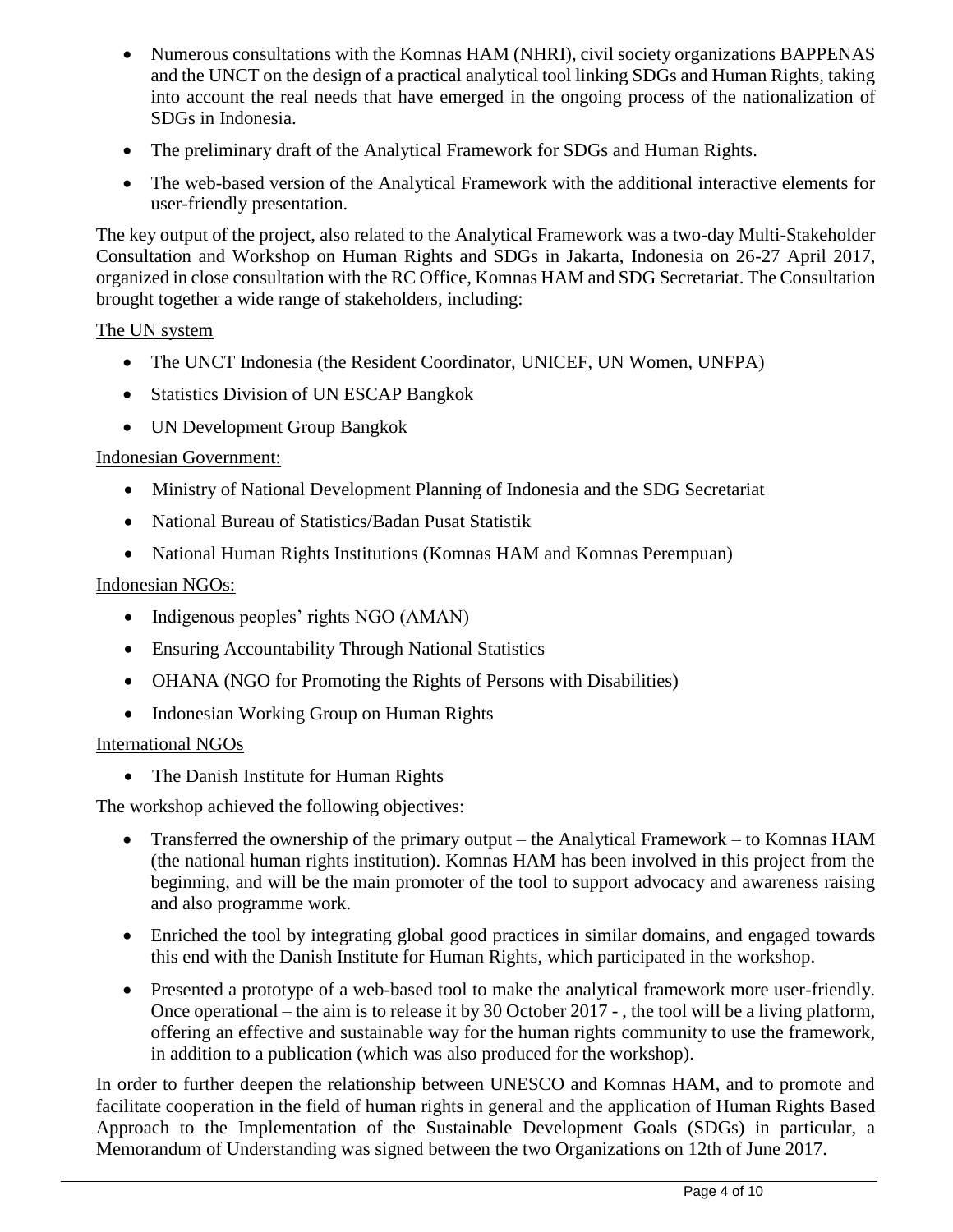- Numerous consultations with the Komnas HAM (NHRI), civil society organizations BAPPENAS and the UNCT on the design of a practical analytical tool linking SDGs and Human Rights, taking into account the real needs that have emerged in the ongoing process of the nationalization of SDGs in Indonesia.
- The preliminary draft of the Analytical Framework for SDGs and Human Rights.
- The web-based version of the Analytical Framework with the additional interactive elements for user-friendly presentation.

The key output of the project, also related to the Analytical Framework was a two-day Multi-Stakeholder Consultation and Workshop on Human Rights and SDGs in Jakarta, Indonesia on 26-27 April 2017, organized in close consultation with the RC Office, Komnas HAM and SDG Secretariat. The Consultation brought together a wide range of stakeholders, including:

<u>The UN system</u>

- The UNCT Indonesia (the Resident Coordinator, UNICEF, UN Women, UNFPA)
- Statistics Division of UN ESCAP Bangkok
- UN Development Group Bangkok

<u>Indonesian Government:</u>

- Ministry of National Development Planning of Indonesia and the SDG Secretariat
- National Bureau of Statistics/Badan Pusat Statistik
- National Human Rights Institutions (Komnas HAM and Komnas Perempuan)

<u>Indonesian NGOs:</u>

- Indigenous peoples' rights NGO (AMAN)
- Ensuring Accountability Through National Statistics
- OHANA (NGO for Promoting the Rights of Persons with Disabilities)
- Indonesian Working Group on Human Rights

<u>International NGOs</u>

- The Danish Institute for Human Rights

The workshop achieved the following objectives:

- Transferred the ownership of the primary output – the Analytical Framework – to Komnas HAM (the national human rights institution). Komnas HAM has been involved in this project from the beginning, and will be the main promoter of the tool to support advocacy and awareness raising and also programme work.
- Enriched the tool by integrating global good practices in similar domains, and engaged towards this end with the Danish Institute for Human Rights, which participated in the workshop.
- Presented a prototype of a web-based tool to make the analytical framework more user-friendly. Once operational – the aim is to release it by 30 October 2017 - , the tool will be a living platform, offering an effective and sustainable way for the human rights community to use the framework, in addition to a publication (which was also produced for the workshop).

In order to further deepen the relationship between UNESCO and Komnas HAM, and to promote and facilitate cooperation in the field of human rights in general and the application of Human Rights Based Approach to the Implementation of the Sustainable Development Goals (SDGs) in particular, a Memorandum of Understanding was signed between the two Organizations on 12th of June 2017.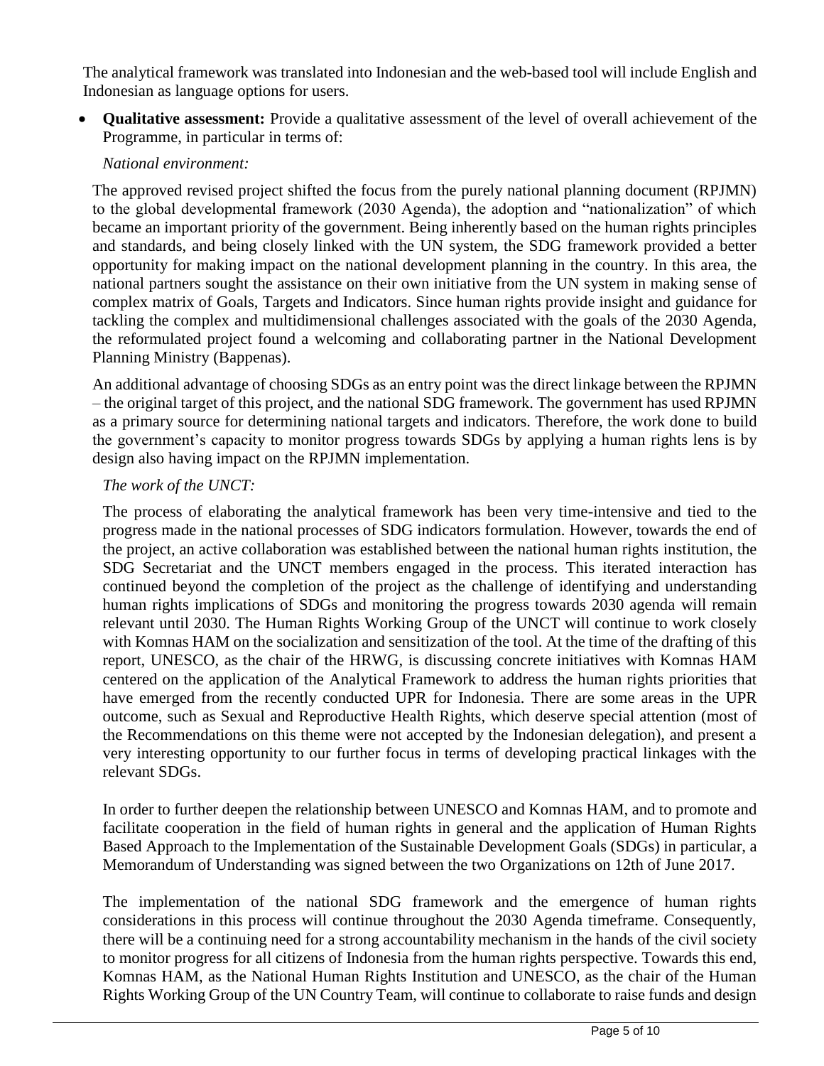The analytical framework was translated into Indonesian and the web-based tool will include English and Indonesian as language options for users.

- **Qualitative assessment:** Provide a qualitative assessment of the level of overall achievement of the Programme, in particular in terms of:

  *National environment:*

  The approved revised project shifted the focus from the purely national planning document (RPJMN) to the global developmental framework (2030 Agenda), the adoption and "nationalization" of which became an important priority of the government. Being inherently based on the human rights principles and standards, and being closely linked with the UN system, the SDG framework provided a better opportunity for making impact on the national development planning in the country. In this area, the national partners sought the assistance on their own initiative from the UN system in making sense of complex matrix of Goals, Targets and Indicators. Since human rights provide insight and guidance for tackling the complex and multidimensional challenges associated with the goals of the 2030 Agenda, the reformulated project found a welcoming and collaborating partner in the National Development Planning Ministry (Bappenas).

  An additional advantage of choosing SDGs as an entry point was the direct linkage between the RPJMN – the original target of this project, and the national SDG framework. The government has used RPJMN as a primary source for determining national targets and indicators. Therefore, the work done to build the government's capacity to monitor progress towards SDGs by applying a human rights lens is by design also having impact on the RPJMN implementation.

  *The work of the UNCT:*

  The process of elaborating the analytical framework has been very time-intensive and tied to the progress made in the national processes of SDG indicators formulation. However, towards the end of the project, an active collaboration was established between the national human rights institution, the SDG Secretariat and the UNCT members engaged in the process. This iterated interaction has continued beyond the completion of the project as the challenge of identifying and understanding human rights implications of SDGs and monitoring the progress towards 2030 agenda will remain relevant until 2030. The Human Rights Working Group of the UNCT will continue to work closely with Komnas HAM on the socialization and sensitization of the tool. At the time of the drafting of this report, UNESCO, as the chair of the HRWG, is discussing concrete initiatives with Komnas HAM centered on the application of the Analytical Framework to address the human rights priorities that have emerged from the recently conducted UPR for Indonesia. There are some areas in the UPR outcome, such as Sexual and Reproductive Health Rights, which deserve special attention (most of the Recommendations on this theme were not accepted by the Indonesian delegation), and present a very interesting opportunity to our further focus in terms of developing practical linkages with the relevant SDGs.

  In order to further deepen the relationship between UNESCO and Komnas HAM, and to promote and facilitate cooperation in the field of human rights in general and the application of Human Rights Based Approach to the Implementation of the Sustainable Development Goals (SDGs) in particular, a Memorandum of Understanding was signed between the two Organizations on 12th of June 2017.

  The implementation of the national SDG framework and the emergence of human rights considerations in this process will continue throughout the 2030 Agenda timeframe. Consequently, there will be a continuing need for a strong accountability mechanism in the hands of the civil society to monitor progress for all citizens of Indonesia from the human rights perspective. Towards this end, Komnas HAM, as the National Human Rights Institution and UNESCO, as the chair of the Human Rights Working Group of the UN Country Team, will continue to collaborate to raise funds and design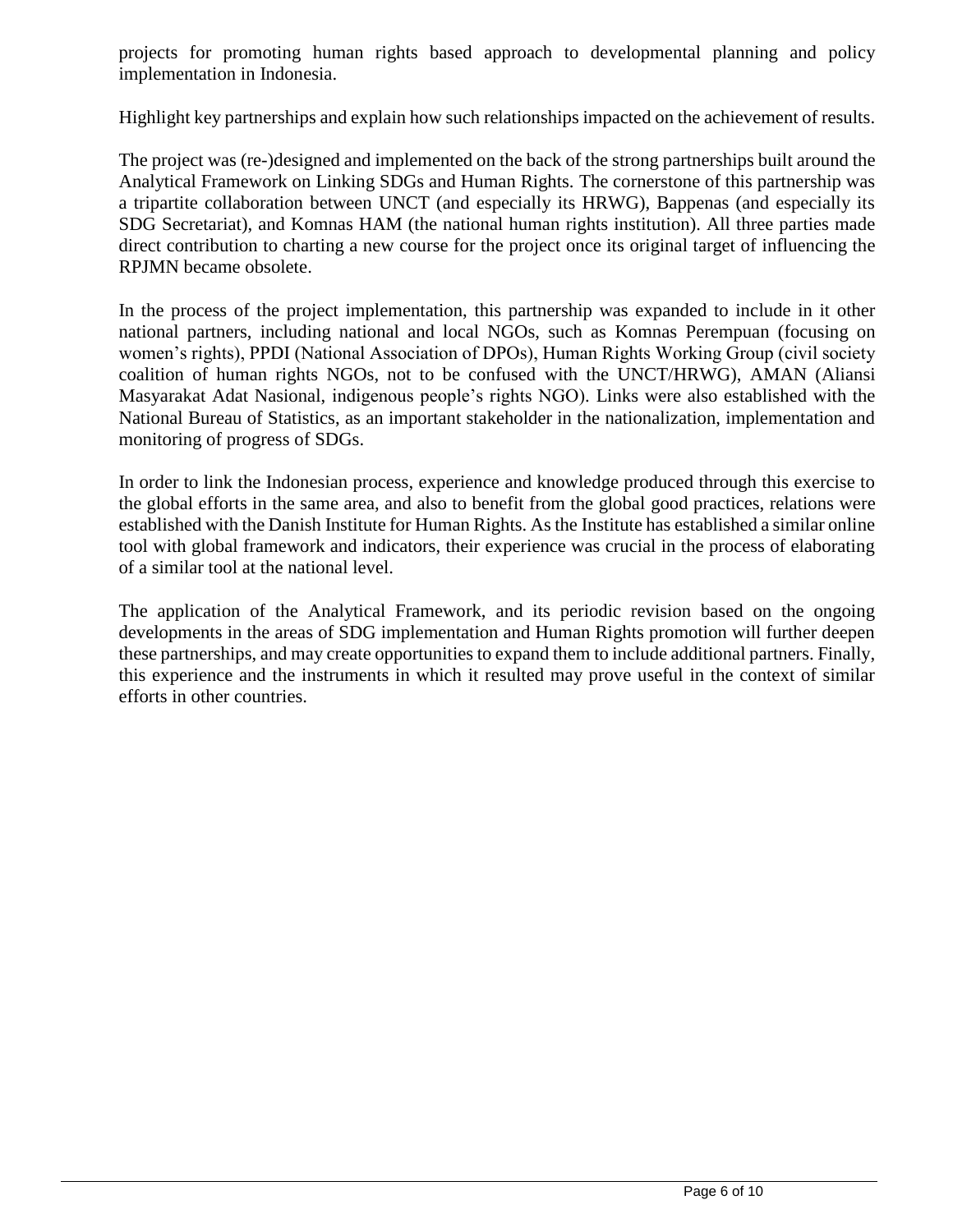projects for promoting human rights based approach to developmental planning and policy implementation in Indonesia.

Highlight key partnerships and explain how such relationships impacted on the achievement of results.

The project was (re-)designed and implemented on the back of the strong partnerships built around the Analytical Framework on Linking SDGs and Human Rights. The cornerstone of this partnership was a tripartite collaboration between UNCT (and especially its HRWG), Bappenas (and especially its SDG Secretariat), and Komnas HAM (the national human rights institution). All three parties made direct contribution to charting a new course for the project once its original target of influencing the RPJMN became obsolete.

In the process of the project implementation, this partnership was expanded to include in it other national partners, including national and local NGOs, such as Komnas Perempuan (focusing on women's rights), PPDI (National Association of DPOs), Human Rights Working Group (civil society coalition of human rights NGOs, not to be confused with the UNCT/HRWG), AMAN (Aliansi Masyarakat Adat Nasional, indigenous people's rights NGO). Links were also established with the National Bureau of Statistics, as an important stakeholder in the nationalization, implementation and monitoring of progress of SDGs.

In order to link the Indonesian process, experience and knowledge produced through this exercise to the global efforts in the same area, and also to benefit from the global good practices, relations were established with the Danish Institute for Human Rights. As the Institute has established a similar online tool with global framework and indicators, their experience was crucial in the process of elaborating of a similar tool at the national level.

The application of the Analytical Framework, and its periodic revision based on the ongoing developments in the areas of SDG implementation and Human Rights promotion will further deepen these partnerships, and may create opportunities to expand them to include additional partners. Finally, this experience and the instruments in which it resulted may prove useful in the context of similar efforts in other countries.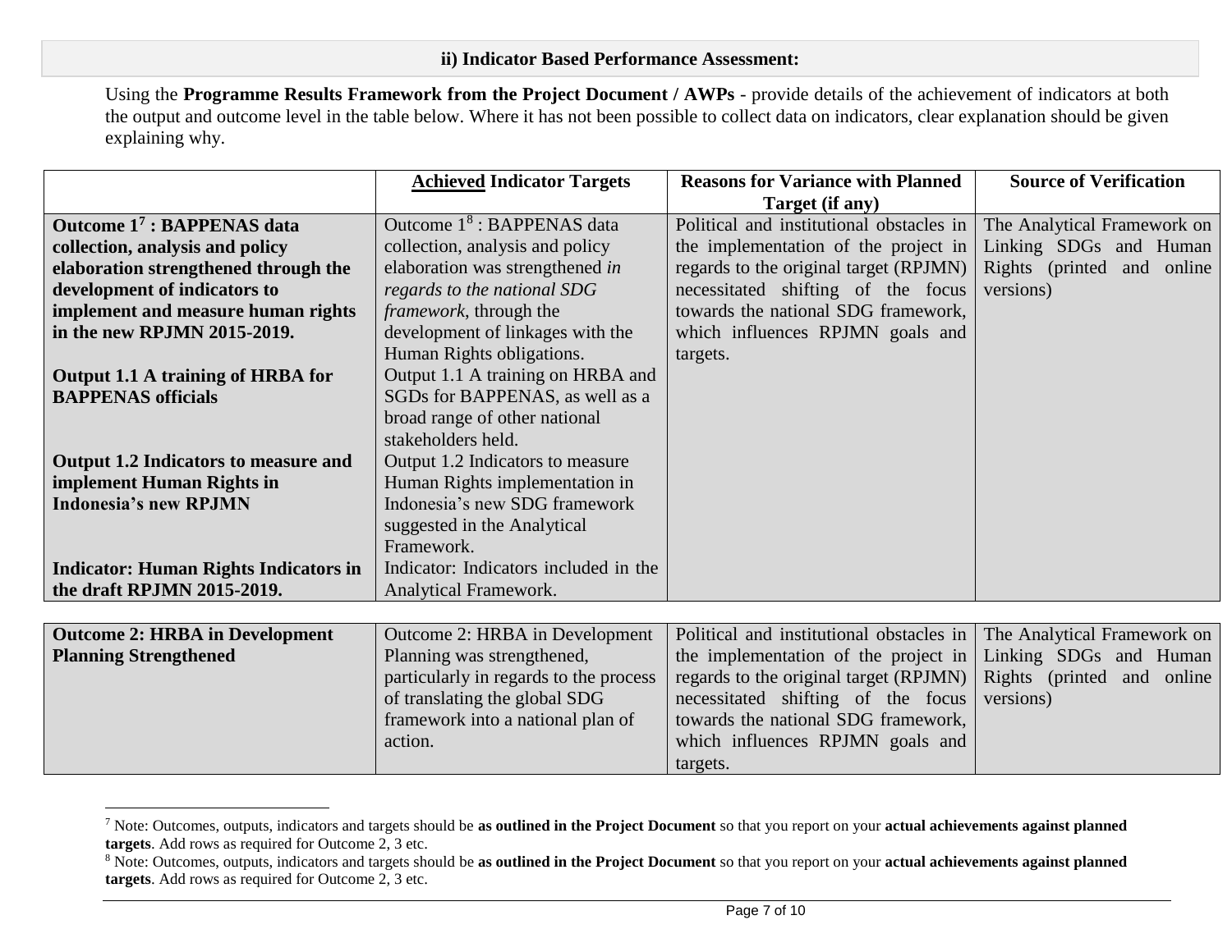### ii) Indicator Based Performance Assessment:

Using the **Programme Results Framework from the Project Document / AWPs** - provide details of the achievement of indicators at both the output and outcome level in the table below. Where it has not been possible to collect data on indicators, clear explanation should be given explaining why.

| | **Achieved Indicator Targets** | **Reasons for Variance with Planned Target (if any)** | **Source of Verification** |
|---|---|---|---|
| **Outcome 1[7] : BAPPENAS data collection, analysis and policy elaboration strengthened through the development of indicators to implement and measure human rights in the new RPJMN 2015-2019.**<br><br>**Output 1.1 A training of HRBA for BAPPENAS officials**<br><br>**Output 1.2 Indicators to measure and implement Human Rights in Indonesia's new RPJMN**<br><br>**Indicator: Human Rights Indicators in the draft RPJMN 2015-2019.** | Outcome 1[8] : BAPPENAS data collection, analysis and policy elaboration was strengthened *in regards to the national SDG framework*, through the development of linkages with the Human Rights obligations.<br>Output 1.1 A training on HRBA and SGDs for BAPPENAS, as well as a broad range of other national stakeholders held.<br>Output 1.2 Indicators to measure Human Rights implementation in Indonesia's new SDG framework suggested in the Analytical Framework.<br>Indicator: Indicators included in the Analytical Framework. | Political and institutional obstacles in the implementation of the project in regards to the original target (RPJMN) necessitated shifting of the focus towards the national SDG framework, which influences RPJMN goals and targets. | The Analytical Framework on Linking SDGs and Human Rights (printed and online versions) |
| **Outcome 2: HRBA in Development Planning Strengthened** | Outcome 2: HRBA in Development Planning was strengthened, particularly in regards to the process of translating the global SDG framework into a national plan of action. | Political and institutional obstacles in the implementation of the project in regards to the original target (RPJMN) necessitated shifting of the focus towards the national SDG framework, which influences RPJMN goals and targets. | The Analytical Framework on Linking SDGs and Human Rights (printed and online versions) |

[7] Note: Outcomes, outputs, indicators and targets should be **as outlined in the Project Document** so that you report on your **actual achievements against planned targets**. Add rows as required for Outcome 2, 3 etc.

[8] Note: Outcomes, outputs, indicators and targets should be **as outlined in the Project Document** so that you report on your **actual achievements against planned targets**. Add rows as required for Outcome 2, 3 etc.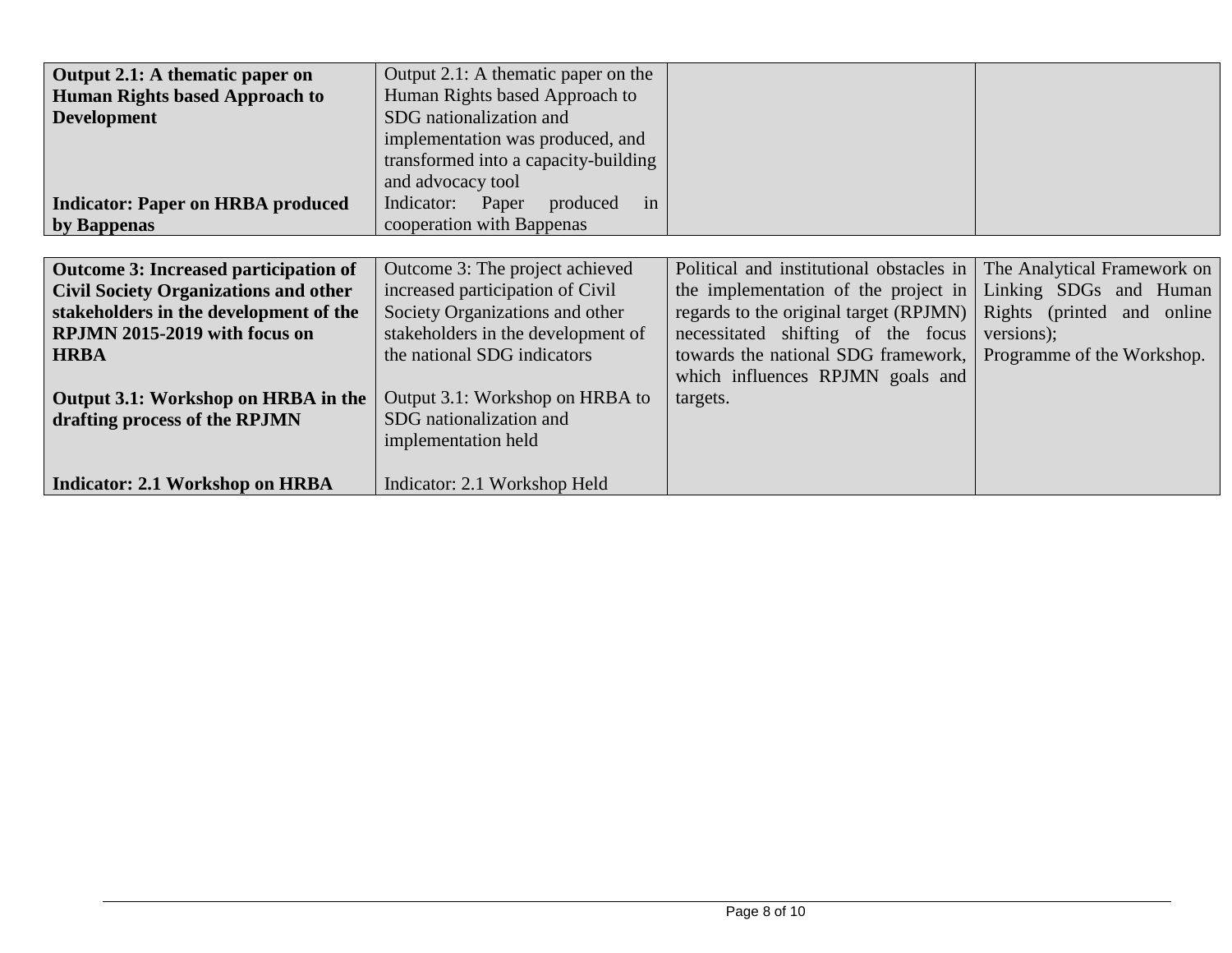| | | | |
|---|---|---|---|
| **Output 2.1: A thematic paper on Human Rights based Approach to Development**<br><br>**Indicator: Paper on HRBA produced by Bappenas** | Output 2.1: A thematic paper on the Human Rights based Approach to SDG nationalization and implementation was produced, and transformed into a capacity-building and advocacy tool<br><br>Indicator: Paper produced in cooperation with Bappenas | | |

| | | | |
|---|---|---|---|
| **Outcome 3: Increased participation of Civil Society Organizations and other stakeholders in the development of the RPJMN 2015-2019 with focus on HRBA**<br><br>**Output 3.1: Workshop on HRBA in the drafting process of the RPJMN**<br><br>**Indicator: 2.1 Workshop on HRBA** | Outcome 3: The project achieved increased participation of Civil Society Organizations and other stakeholders in the development of the national SDG indicators<br><br>Output 3.1: Workshop on HRBA to SDG nationalization and implementation held<br><br>Indicator: 2.1 Workshop Held | Political and institutional obstacles in the implementation of the project in regards to the original target (RPJMN) necessitated shifting of the focus towards the national SDG framework, which influences RPJMN goals and targets. | The Analytical Framework on Linking SDGs and Human Rights (printed and online versions);<br>Programme of the Workshop. |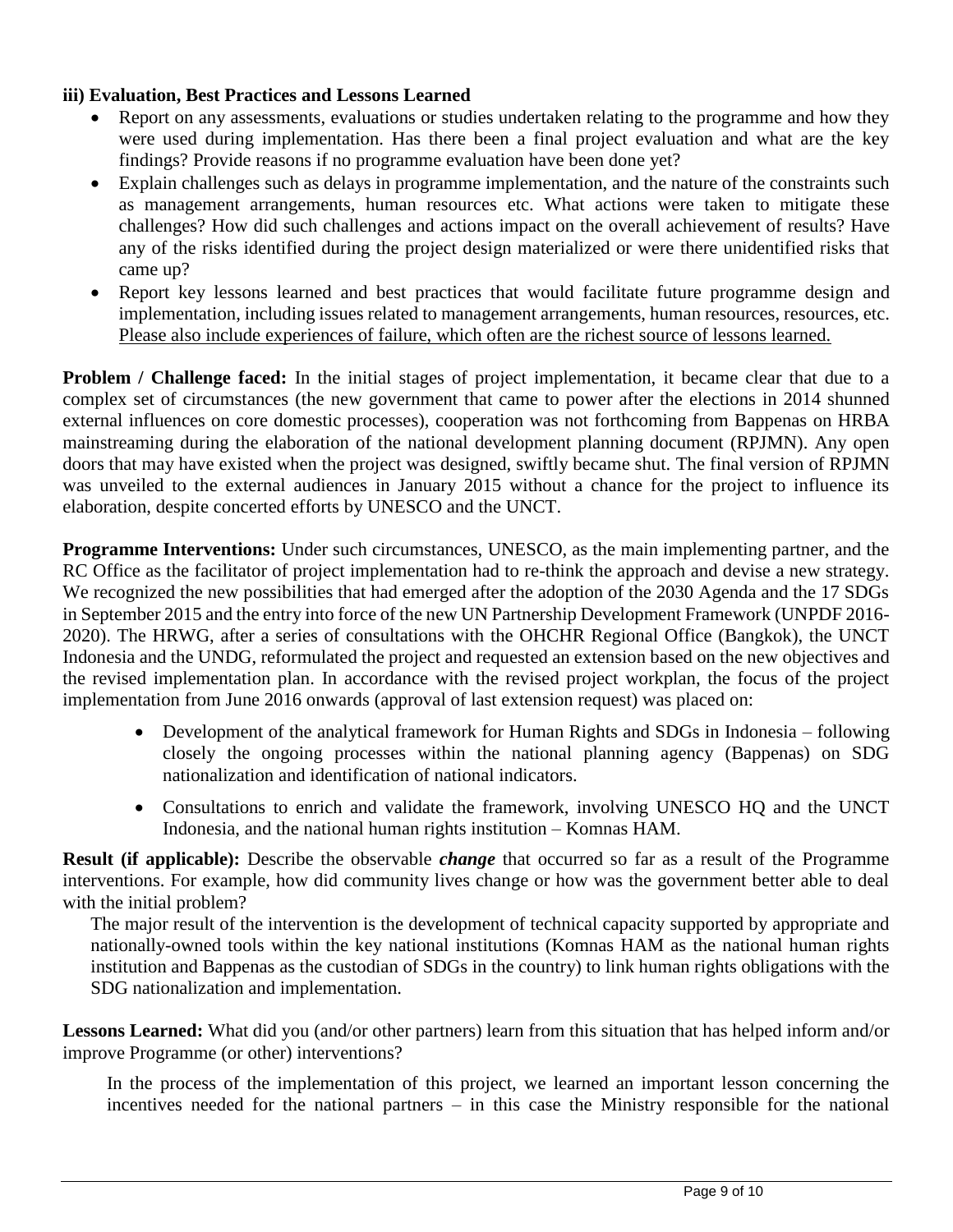**iii) Evaluation, Best Practices and Lessons Learned**

- Report on any assessments, evaluations or studies undertaken relating to the programme and how they were used during implementation. Has there been a final project evaluation and what are the key findings? Provide reasons if no programme evaluation have been done yet?
- Explain challenges such as delays in programme implementation, and the nature of the constraints such as management arrangements, human resources etc. What actions were taken to mitigate these challenges? How did such challenges and actions impact on the overall achievement of results? Have any of the risks identified during the project design materialized or were there unidentified risks that came up?
- Report key lessons learned and best practices that would facilitate future programme design and implementation, including issues related to management arrangements, human resources, resources, etc. Please also include experiences of failure, which often are the richest source of lessons learned.

**Problem / Challenge faced:** In the initial stages of project implementation, it became clear that due to a complex set of circumstances (the new government that came to power after the elections in 2014 shunned external influences on core domestic processes), cooperation was not forthcoming from Bappenas on HRBA mainstreaming during the elaboration of the national development planning document (RPJMN). Any open doors that may have existed when the project was designed, swiftly became shut. The final version of RPJMN was unveiled to the external audiences in January 2015 without a chance for the project to influence its elaboration, despite concerted efforts by UNESCO and the UNCT.

**Programme Interventions:** Under such circumstances, UNESCO, as the main implementing partner, and the RC Office as the facilitator of project implementation had to re-think the approach and devise a new strategy. We recognized the new possibilities that had emerged after the adoption of the 2030 Agenda and the 17 SDGs in September 2015 and the entry into force of the new UN Partnership Development Framework (UNPDF 2016-2020). The HRWG, after a series of consultations with the OHCHR Regional Office (Bangkok), the UNCT Indonesia and the UNDG, reformulated the project and requested an extension based on the new objectives and the revised implementation plan. In accordance with the revised project workplan, the focus of the project implementation from June 2016 onwards (approval of last extension request) was placed on:

- Development of the analytical framework for Human Rights and SDGs in Indonesia – following closely the ongoing processes within the national planning agency (Bappenas) on SDG nationalization and identification of national indicators.
- Consultations to enrich and validate the framework, involving UNESCO HQ and the UNCT Indonesia, and the national human rights institution – Komnas HAM.

**Result (if applicable):** Describe the observable ***change*** that occurred so far as a result of the Programme interventions. For example, how did community lives change or how was the government better able to deal with the initial problem?

The major result of the intervention is the development of technical capacity supported by appropriate and nationally-owned tools within the key national institutions (Komnas HAM as the national human rights institution and Bappenas as the custodian of SDGs in the country) to link human rights obligations with the SDG nationalization and implementation.

**Lessons Learned:** What did you (and/or other partners) learn from this situation that has helped inform and/or improve Programme (or other) interventions?

In the process of the implementation of this project, we learned an important lesson concerning the incentives needed for the national partners – in this case the Ministry responsible for the national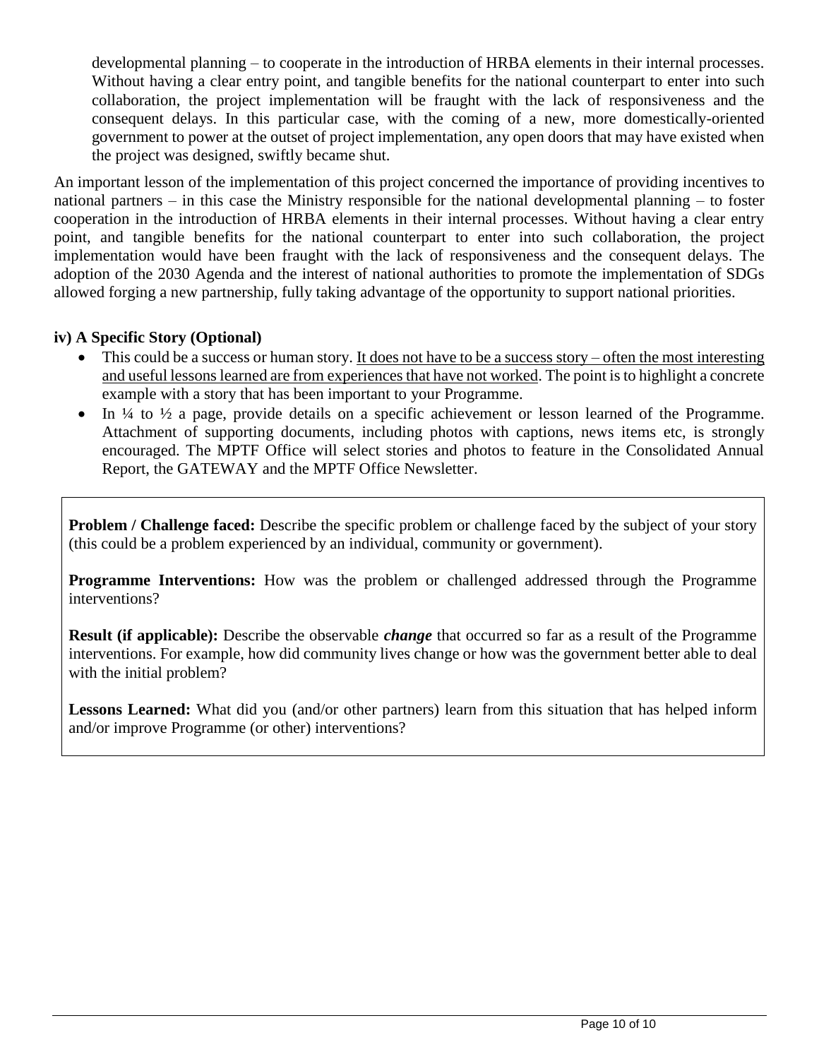developmental planning – to cooperate in the introduction of HRBA elements in their internal processes. Without having a clear entry point, and tangible benefits for the national counterpart to enter into such collaboration, the project implementation will be fraught with the lack of responsiveness and the consequent delays. In this particular case, with the coming of a new, more domestically-oriented government to power at the outset of project implementation, any open doors that may have existed when the project was designed, swiftly became shut.

An important lesson of the implementation of this project concerned the importance of providing incentives to national partners – in this case the Ministry responsible for the national developmental planning – to foster cooperation in the introduction of HRBA elements in their internal processes. Without having a clear entry point, and tangible benefits for the national counterpart to enter into such collaboration, the project implementation would have been fraught with the lack of responsiveness and the consequent delays. The adoption of the 2030 Agenda and the interest of national authorities to promote the implementation of SDGs allowed forging a new partnership, fully taking advantage of the opportunity to support national priorities.

**iv) A Specific Story (Optional)**

- This could be a success or human story. It does not have to be a success story – often the most interesting and useful lessons learned are from experiences that have not worked. The point is to highlight a concrete example with a story that has been important to your Programme.
- In ¼ to ½ a page, provide details on a specific achievement or lesson learned of the Programme. Attachment of supporting documents, including photos with captions, news items etc, is strongly encouraged. The MPTF Office will select stories and photos to feature in the Consolidated Annual Report, the GATEWAY and the MPTF Office Newsletter.

**Problem / Challenge faced:** Describe the specific problem or challenge faced by the subject of your story (this could be a problem experienced by an individual, community or government).

**Programme Interventions:** How was the problem or challenged addressed through the Programme interventions?

**Result (if applicable):** Describe the observable ***change*** that occurred so far as a result of the Programme interventions. For example, how did community lives change or how was the government better able to deal with the initial problem?

**Lessons Learned:** What did you (and/or other partners) learn from this situation that has helped inform and/or improve Programme (or other) interventions?